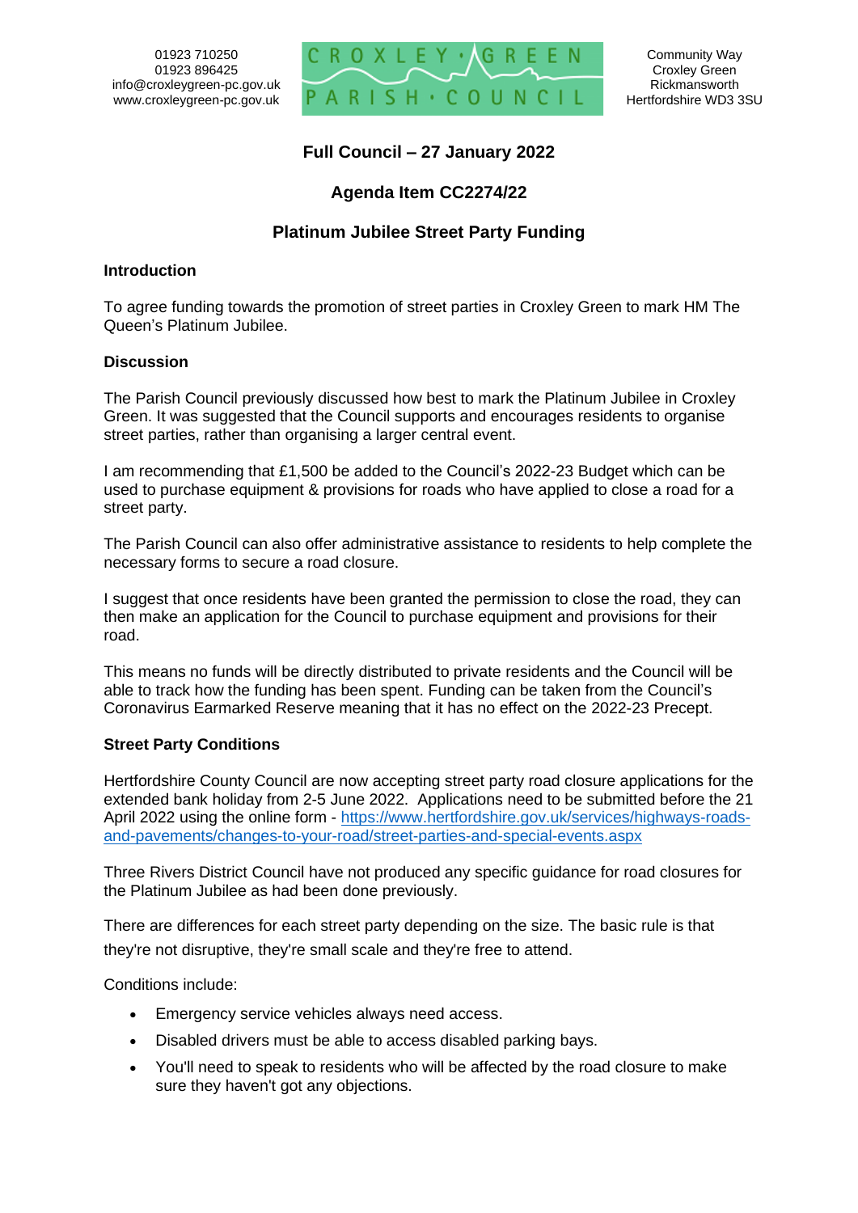01923 710250
01923 896425
info@croxleygreen-pc.gov.uk
www.croxleygreen-pc.gov.uk

CROXLEY GREEN PARISH COUNCIL

Community Way
Croxley Green
Rickmansworth
Hertfordshire WD3 3SU

# Full Council – 27 January 2022

## Agenda Item CC2274/22

## Platinum Jubilee Street Party Funding

**Introduction**

To agree funding towards the promotion of street parties in Croxley Green to mark HM The Queen's Platinum Jubilee.

**Discussion**

The Parish Council previously discussed how best to mark the Platinum Jubilee in Croxley Green. It was suggested that the Council supports and encourages residents to organise street parties, rather than organising a larger central event.

I am recommending that £1,500 be added to the Council's 2022-23 Budget which can be used to purchase equipment & provisions for roads who have applied to close a road for a street party.

The Parish Council can also offer administrative assistance to residents to help complete the necessary forms to secure a road closure.

I suggest that once residents have been granted the permission to close the road, they can then make an application for the Council to purchase equipment and provisions for their road.

This means no funds will be directly distributed to private residents and the Council will be able to track how the funding has been spent. Funding can be taken from the Council's Coronavirus Earmarked Reserve meaning that it has no effect on the 2022-23 Precept.

**Street Party Conditions**

Hertfordshire County Council are now accepting street party road closure applications for the extended bank holiday from 2-5 June 2022. Applications need to be submitted before the 21 April 2022 using the online form - [https://www.hertfordshire.gov.uk/services/highways-roads-and-pavements/changes-to-your-road/street-parties-and-special-events.aspx](https://www.hertfordshire.gov.uk/services/highways-roads-and-pavements/changes-to-your-road/street-parties-and-special-events.aspx)

Three Rivers District Council have not produced any specific guidance for road closures for the Platinum Jubilee as had been done previously.

There are differences for each street party depending on the size. The basic rule is that they're not disruptive, they're small scale and they're free to attend.

Conditions include:

- Emergency service vehicles always need access.
- Disabled drivers must be able to access disabled parking bays.
- You'll need to speak to residents who will be affected by the road closure to make sure they haven't got any objections.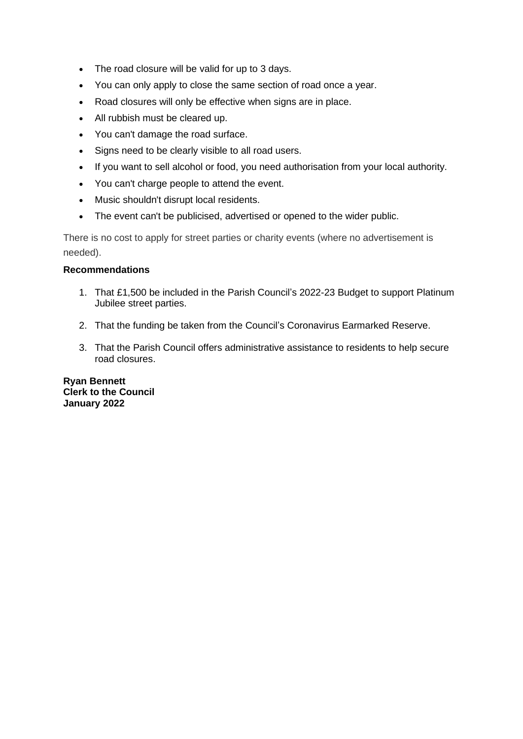- The road closure will be valid for up to 3 days.
- You can only apply to close the same section of road once a year.
- Road closures will only be effective when signs are in place.
- All rubbish must be cleared up.
- You can't damage the road surface.
- Signs need to be clearly visible to all road users.
- If you want to sell alcohol or food, you need authorisation from your local authority.
- You can't charge people to attend the event.
- Music shouldn't disrupt local residents.
- The event can't be publicised, advertised or opened to the wider public.

There is no cost to apply for street parties or charity events (where no advertisement is needed).

**Recommendations**

1. That £1,500 be included in the Parish Council's 2022-23 Budget to support Platinum Jubilee street parties.
2. That the funding be taken from the Council's Coronavirus Earmarked Reserve.
3. That the Parish Council offers administrative assistance to residents to help secure road closures.

**Ryan Bennett**
**Clerk to the Council**
**January 2022**